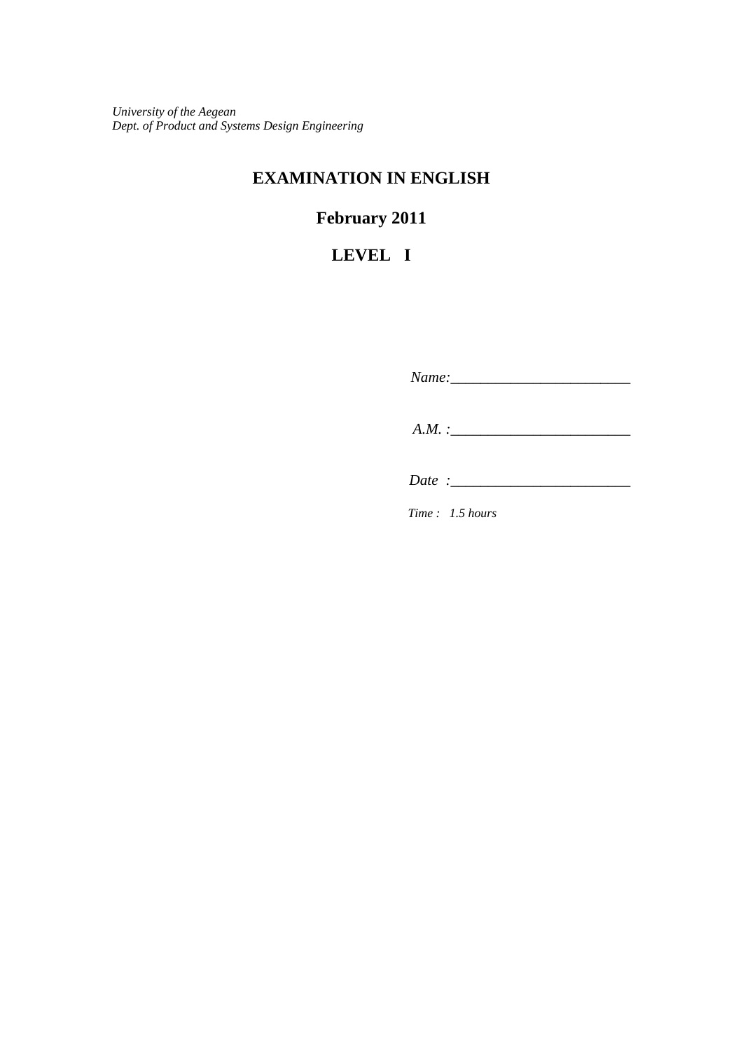*University of the Aegean*
*Dept. of Product and Systems Design Engineering*

# EXAMINATION IN ENGLISH

## February 2011

## LEVEL I

*Name:*________________________

*A.M. :*________________________

*Date :*________________________

*Time : 1.5 hours*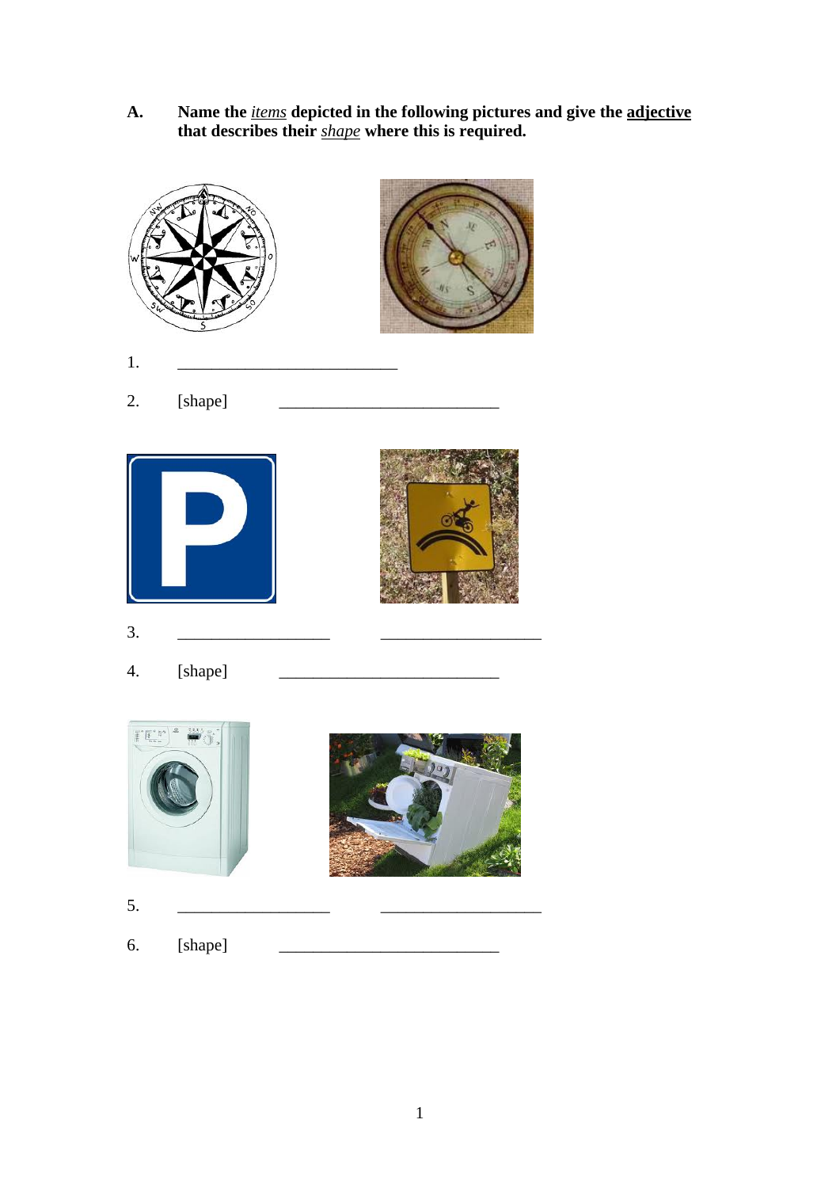**A.** **Name the *items* depicted in the following pictures and give the adjective that describes their *shape* where this is required.**

1. ___________________________

2. [shape] ___________________________

3. ___________________ ____________________

4. [shape] ___________________________

5. ___________________ ____________________

6. [shape] ___________________________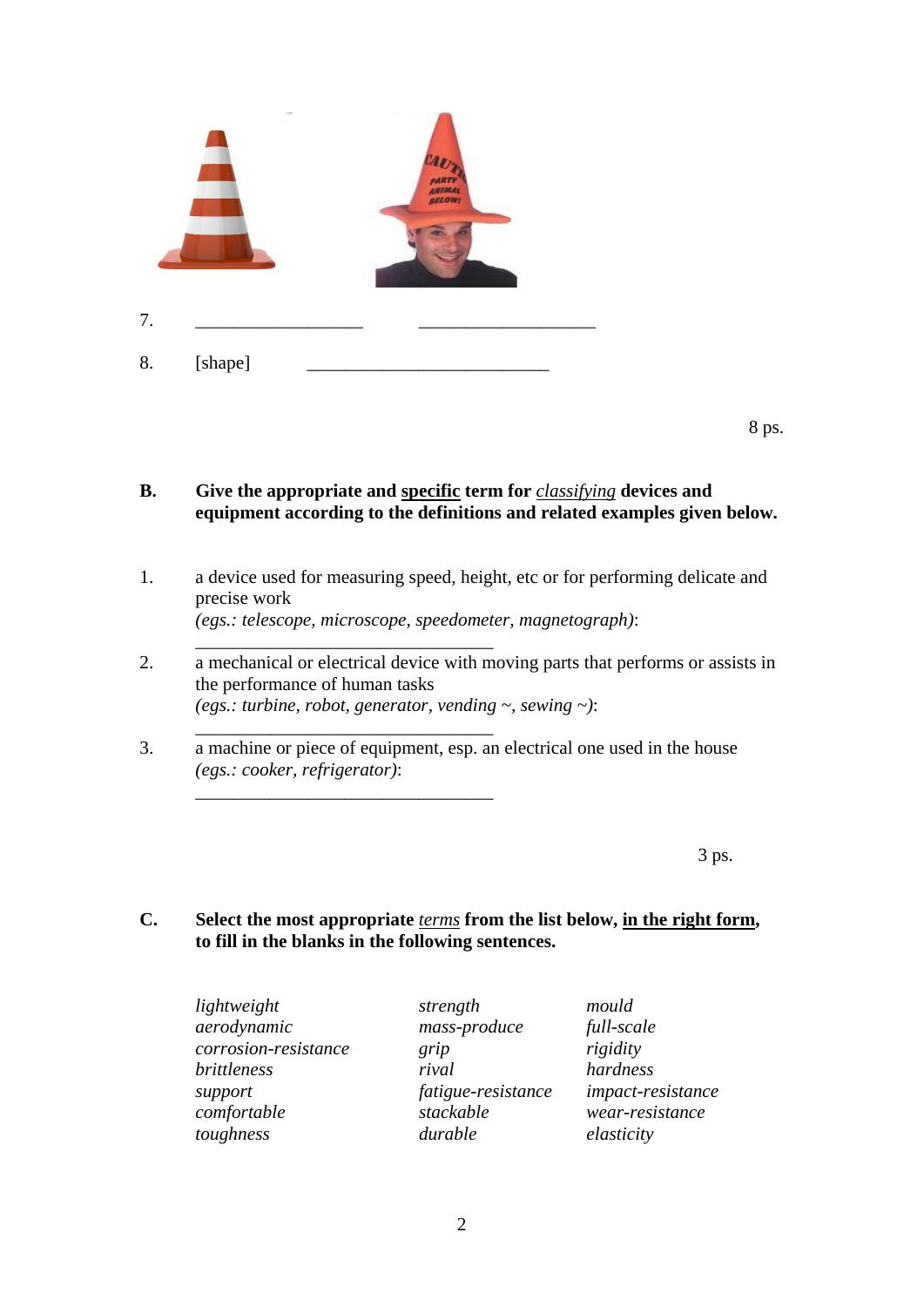7. \_\_\_\_\_\_\_\_\_\_\_\_\_\_\_\_\_\_ \_\_\_\_\_\_\_\_\_\_\_\_\_\_\_\_\_\_\_

8. [shape] \_\_\_\_\_\_\_\_\_\_\_\_\_\_\_\_\_\_\_\_\_\_\_\_\_\_

8 ps.

**B. Give the appropriate and <u>specific</u> term for *<u>classifying</u>* devices and equipment according to the definitions and related examples given below.**

1. a device used for measuring speed, height, etc or for performing delicate and precise work
   *(egs.: telescope, microscope, speedometer, magnetograph)*:
   \_\_\_\_\_\_\_\_\_\_\_\_\_\_\_\_\_\_\_\_\_\_\_\_\_\_\_\_\_\_\_\_

2. a mechanical or electrical device with moving parts that performs or assists in the performance of human tasks
   *(egs.: turbine, robot, generator, vending ~, sewing ~)*:
   \_\_\_\_\_\_\_\_\_\_\_\_\_\_\_\_\_\_\_\_\_\_\_\_\_\_\_\_\_\_\_\_

3. a machine or piece of equipment, esp. an electrical one used in the house
   *(egs.: cooker, refrigerator)*:
   \_\_\_\_\_\_\_\_\_\_\_\_\_\_\_\_\_\_\_\_\_\_\_\_\_\_\_\_\_\_\_\_

3 ps.

**C. Select the most appropriate *<u>terms</u>* from the list below, <u>in the right form</u>, to fill in the blanks in the following sentences.**

| | | |
|---|---|---|
| *lightweight* | *strength* | *mould* |
| *aerodynamic* | *mass-produce* | *full-scale* |
| *corrosion-resistance* | *grip* | *rigidity* |
| *brittleness* | *rival* | *hardness* |
| *support* | *fatigue-resistance* | *impact-resistance* |
| *comfortable* | *stackable* | *wear-resistance* |
| *toughness* | *durable* | *elasticity* |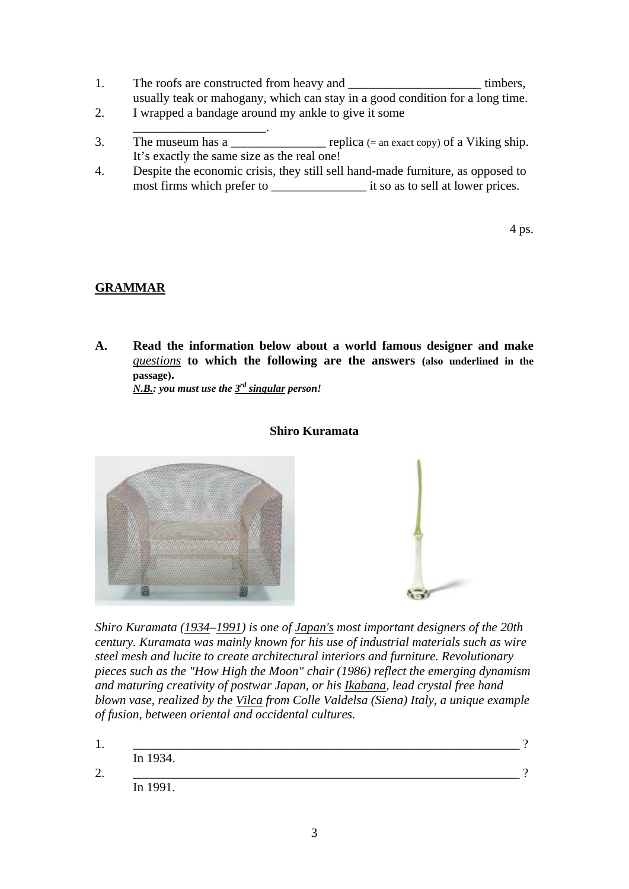1. The roofs are constructed from heavy and _____________________ timbers, usually teak or mahogany, which can stay in a good condition for a long time.
2. I wrapped a bandage around my ankle to give it some _____________________.
3. The museum has a _______________ replica (= an exact copy) of a Viking ship. It's exactly the same size as the real one!
4. Despite the economic crisis, they still sell hand-made furniture, as opposed to most firms which prefer to _______________ it so as to sell at lower prices.

4 ps.

## GRAMMAR

**A. Read the information below about a world famous designer and make *questions* to which the following are the answers (also underlined in the passage).**
***N.B.: you must use the 3rd singular person!***

### Shiro Kuramata

*Shiro Kuramata (1934–1991) is one of Japan's most important designers of the 20th century. Kuramata was mainly known for his use of industrial materials such as wire steel mesh and lucite to create architectural interiors and furniture. Revolutionary pieces such as the "How High the Moon" chair (1986) reflect the emerging dynamism and maturing creativity of postwar Japan, or his Ikabana, lead crystal free hand blown vase, realized by the Vilca from Colle Valdelsa (Siena) Italy, a unique example of fusion, between oriental and occidental cultures.*

1. _______________________________________________________________ ?
   In 1934.
2. _______________________________________________________________ ?
   In 1991.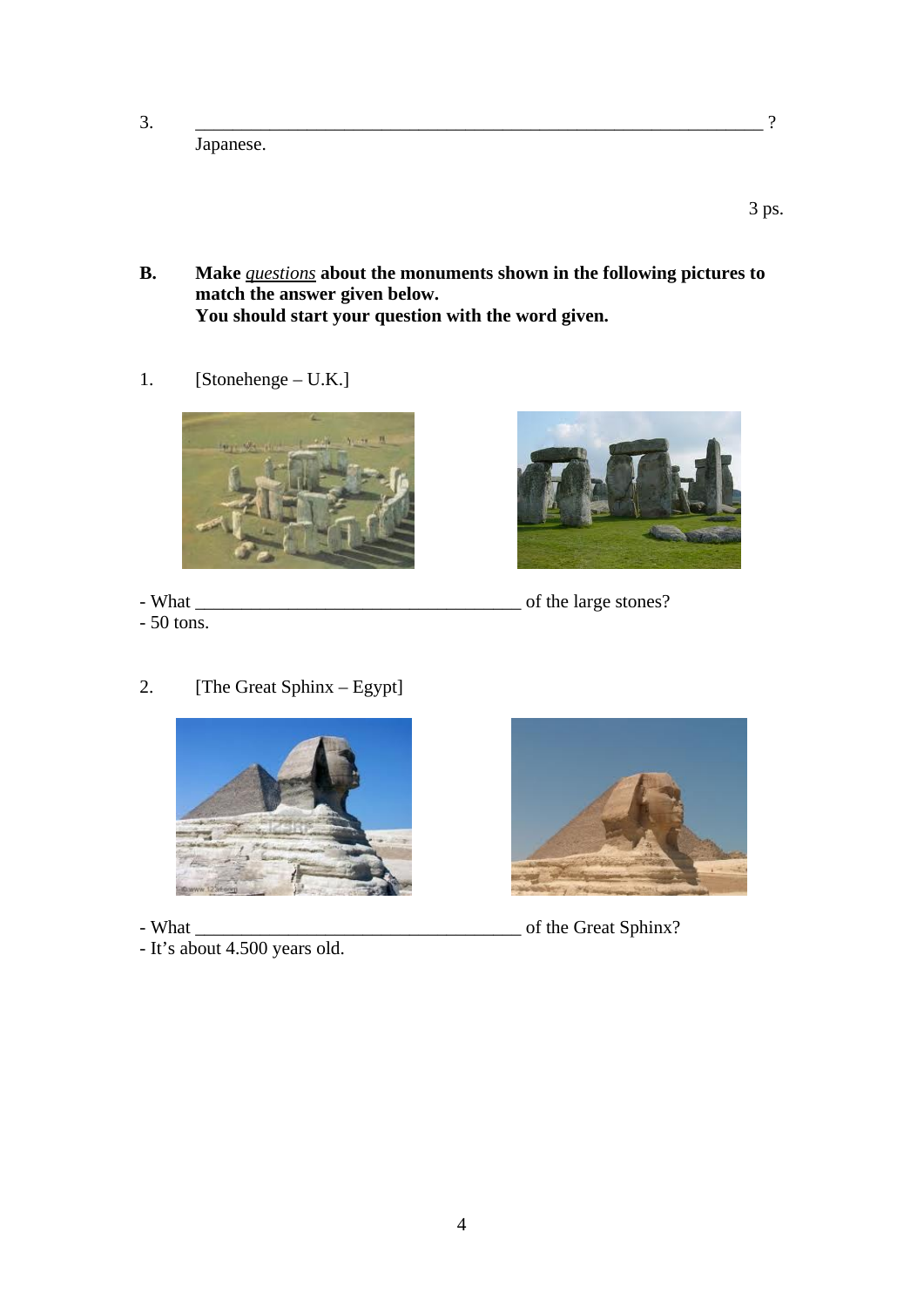3. _______________________________________________________________ ?
   Japanese.

3 ps.

**B. Make _questions_ about the monuments shown in the following pictures to match the answer given below.
You should start your question with the word given.**

1. [Stonehenge – U.K.]

- What ___________________________________ of the large stones?
- 50 tons.

2. [The Great Sphinx – Egypt]

- What ___________________________________ of the Great Sphinx?
- It's about 4.500 years old.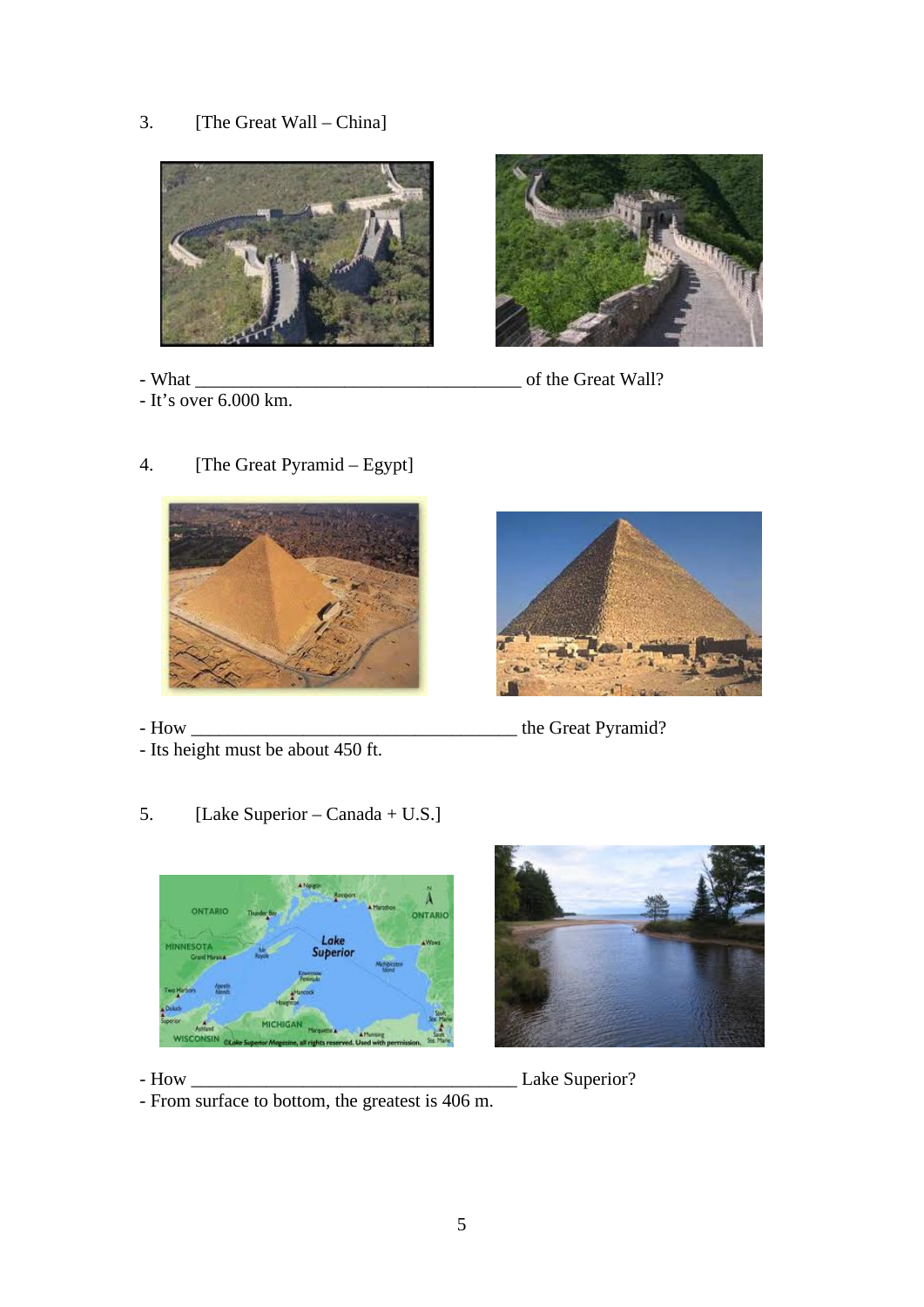3. [The Great Wall – China]

- What ___________________________________ of the Great Wall?
- It's over 6.000 km.

4. [The Great Pyramid – Egypt]

- How ___________________________________ the Great Pyramid?
- Its height must be about 450 ft.

5. [Lake Superior – Canada + U.S.]

- How ___________________________________ Lake Superior?
- From surface to bottom, the greatest is 406 m.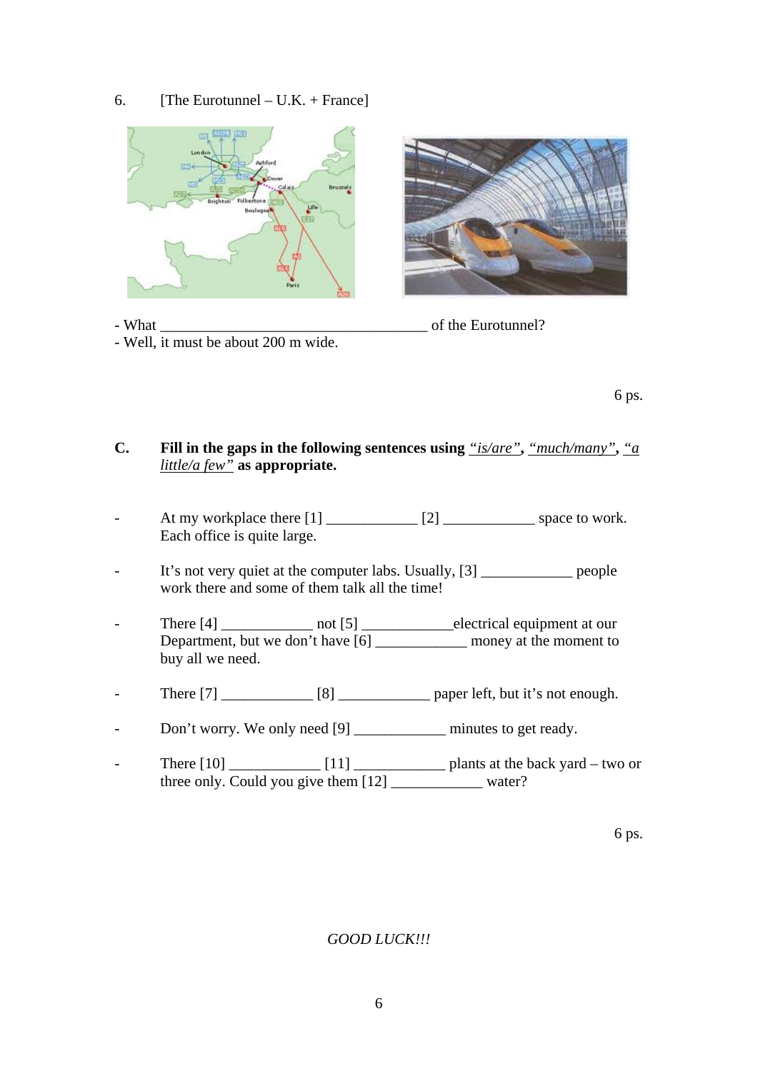6. [The Eurotunnel – U.K. + France]

- What ___________________________________ of the Eurotunnel?
- Well, it must be about 200 m wide.

6 ps.

**C. Fill in the gaps in the following sentences using *"is/are"*, *"much/many"*, *"a little/a few"* as appropriate.**

- At my workplace there [1] ____________ [2] ____________ space to work. Each office is quite large.

- It's not very quiet at the computer labs. Usually, [3] ____________ people work there and some of them talk all the time!

- There [4] ____________ not [5] ____________electrical equipment at our Department, but we don't have [6] ____________ money at the moment to buy all we need.

- There [7] ____________ [8] ____________ paper left, but it's not enough.

- Don't worry. We only need [9] ____________ minutes to get ready.

- There [10] ____________ [11] ____________ plants at the back yard – two or three only. Could you give them [12] ____________ water?

6 ps.

*GOOD LUCK!!!*